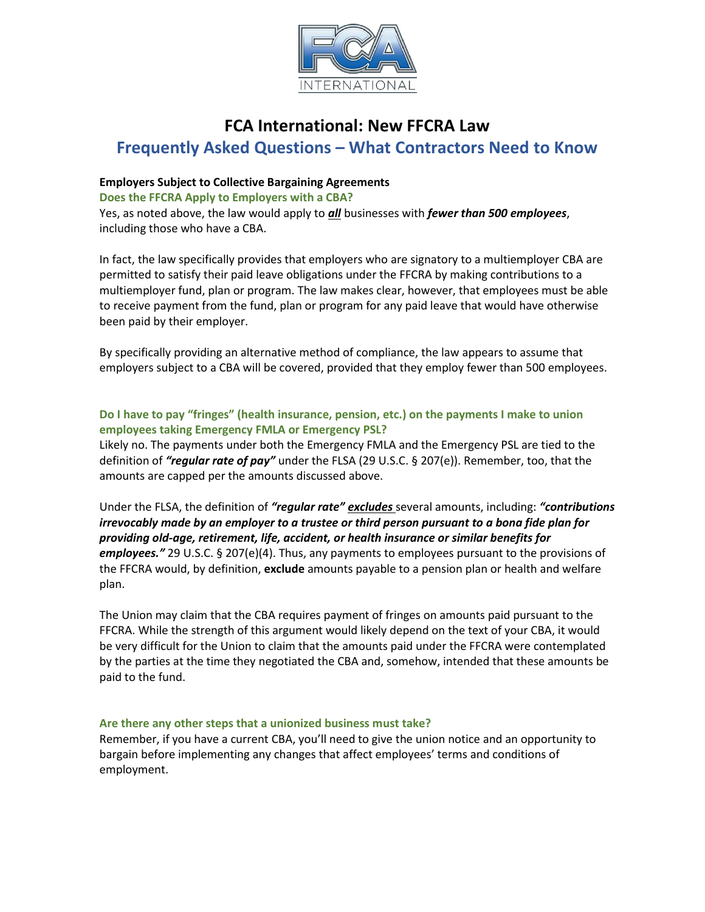# FCA International: New FFCRA Law

## Frequently Asked Questions – What Contractors Need to Know

**Employers Subject to Collective Bargaining Agreements**

### Does the FFCRA Apply to Employers with a CBA?

Yes, as noted above, the law would apply to ***all*** businesses with ***fewer than 500 employees***, including those who have a CBA.

In fact, the law specifically provides that employers who are signatory to a multiemployer CBA are permitted to satisfy their paid leave obligations under the FFCRA by making contributions to a multiemployer fund, plan or program. The law makes clear, however, that employees must be able to receive payment from the fund, plan or program for any paid leave that would have otherwise been paid by their employer.

By specifically providing an alternative method of compliance, the law appears to assume that employers subject to a CBA will be covered, provided that they employ fewer than 500 employees.

### Do I have to pay "fringes" (health insurance, pension, etc.) on the payments I make to union employees taking Emergency FMLA or Emergency PSL?

Likely no. The payments under both the Emergency FMLA and the Emergency PSL are tied to the definition of ***"regular rate of pay"*** under the FLSA (29 U.S.C. § 207(e)). Remember, too, that the amounts are capped per the amounts discussed above.

Under the FLSA, the definition of ***"regular rate"*** ***excludes*** several amounts, including: ***"contributions irrevocably made by an employer to a trustee or third person pursuant to a bona fide plan for providing old-age, retirement, life, accident, or health insurance or similar benefits for employees."*** 29 U.S.C. § 207(e)(4). Thus, any payments to employees pursuant to the provisions of the FFCRA would, by definition, **exclude** amounts payable to a pension plan or health and welfare plan.

The Union may claim that the CBA requires payment of fringes on amounts paid pursuant to the FFCRA. While the strength of this argument would likely depend on the text of your CBA, it would be very difficult for the Union to claim that the amounts paid under the FFCRA were contemplated by the parties at the time they negotiated the CBA and, somehow, intended that these amounts be paid to the fund.

### Are there any other steps that a unionized business must take?

Remember, if you have a current CBA, you'll need to give the union notice and an opportunity to bargain before implementing any changes that affect employees' terms and conditions of employment.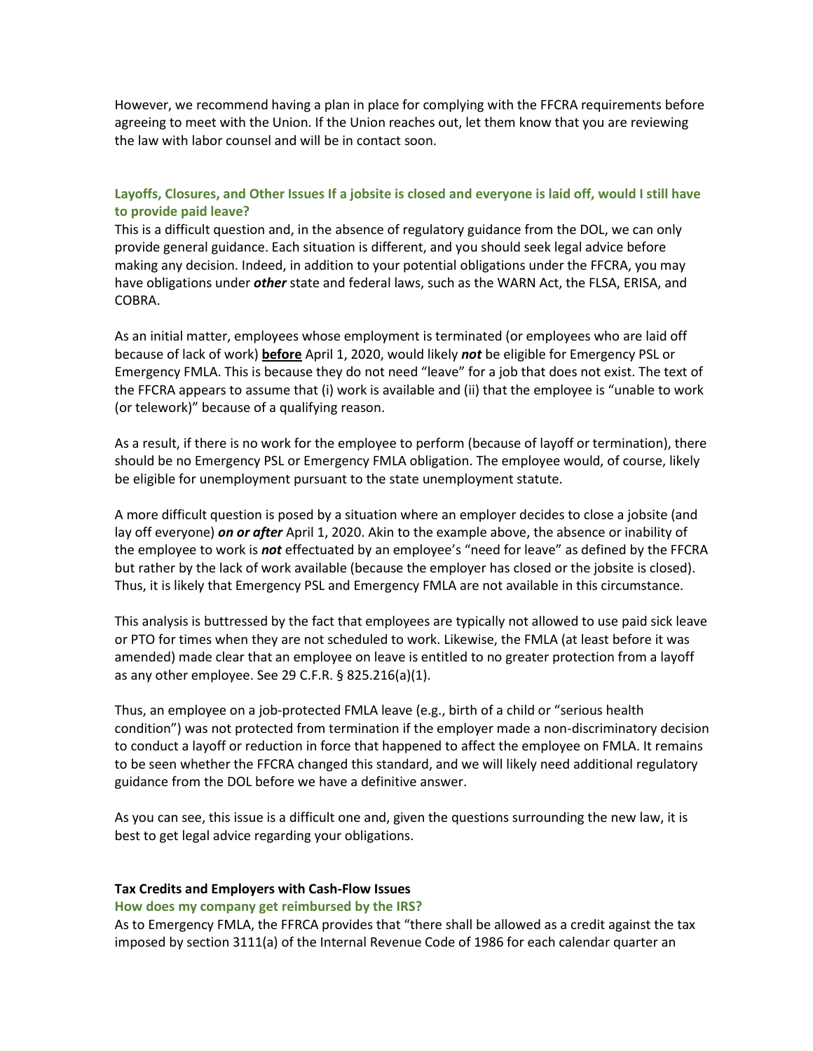However, we recommend having a plan in place for complying with the FFCRA requirements before agreeing to meet with the Union. If the Union reaches out, let them know that you are reviewing the law with labor counsel and will be in contact soon.

### Layoffs, Closures, and Other Issues If a jobsite is closed and everyone is laid off, would I still have to provide paid leave?

This is a difficult question and, in the absence of regulatory guidance from the DOL, we can only provide general guidance. Each situation is different, and you should seek legal advice before making any decision. Indeed, in addition to your potential obligations under the FFCRA, you may have obligations under ***other*** state and federal laws, such as the WARN Act, the FLSA, ERISA, and COBRA.

As an initial matter, employees whose employment is terminated (or employees who are laid off because of lack of work) **before** April 1, 2020, would likely ***not*** be eligible for Emergency PSL or Emergency FMLA. This is because they do not need "leave" for a job that does not exist. The text of the FFCRA appears to assume that (i) work is available and (ii) that the employee is "unable to work (or telework)" because of a qualifying reason.

As a result, if there is no work for the employee to perform (because of layoff or termination), there should be no Emergency PSL or Emergency FMLA obligation. The employee would, of course, likely be eligible for unemployment pursuant to the state unemployment statute.

A more difficult question is posed by a situation where an employer decides to close a jobsite (and lay off everyone) ***on or after*** April 1, 2020. Akin to the example above, the absence or inability of the employee to work is ***not*** effectuated by an employee's "need for leave" as defined by the FFCRA but rather by the lack of work available (because the employer has closed or the jobsite is closed). Thus, it is likely that Emergency PSL and Emergency FMLA are not available in this circumstance.

This analysis is buttressed by the fact that employees are typically not allowed to use paid sick leave or PTO for times when they are not scheduled to work. Likewise, the FMLA (at least before it was amended) made clear that an employee on leave is entitled to no greater protection from a layoff as any other employee. See 29 C.F.R. § 825.216(a)(1).

Thus, an employee on a job-protected FMLA leave (e.g., birth of a child or "serious health condition") was not protected from termination if the employer made a non-discriminatory decision to conduct a layoff or reduction in force that happened to affect the employee on FMLA. It remains to be seen whether the FFCRA changed this standard, and we will likely need additional regulatory guidance from the DOL before we have a definitive answer.

As you can see, this issue is a difficult one and, given the questions surrounding the new law, it is best to get legal advice regarding your obligations.

## Tax Credits and Employers with Cash-Flow Issues

### How does my company get reimbursed by the IRS?

As to Emergency FMLA, the FFRCA provides that "there shall be allowed as a credit against the tax imposed by section 3111(a) of the Internal Revenue Code of 1986 for each calendar quarter an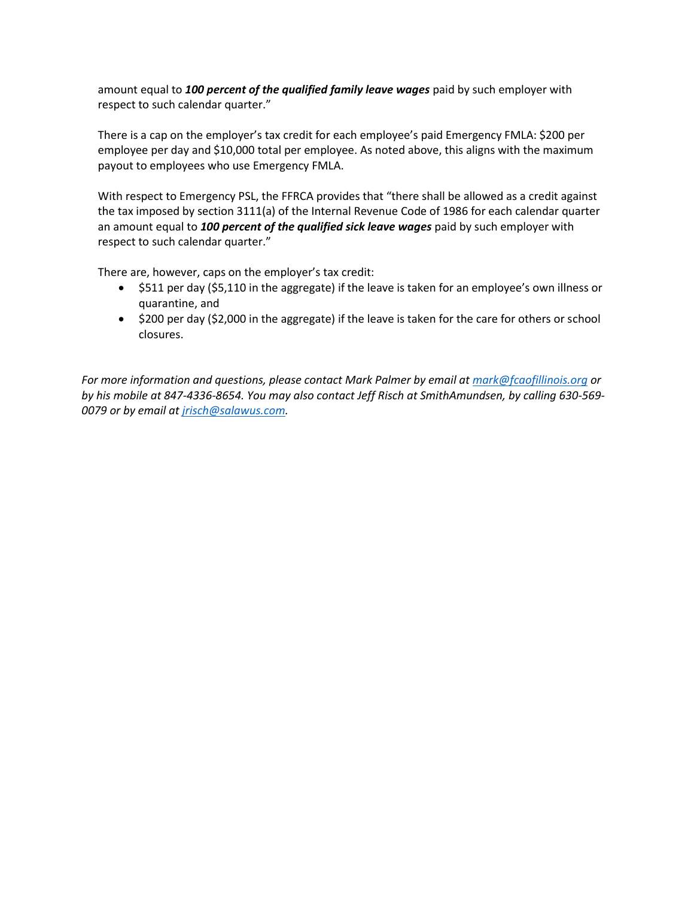amount equal to ***100 percent of the qualified family leave wages*** paid by such employer with respect to such calendar quarter."

There is a cap on the employer's tax credit for each employee's paid Emergency FMLA: $200 per employee per day and $10,000 total per employee. As noted above, this aligns with the maximum payout to employees who use Emergency FMLA.

With respect to Emergency PSL, the FFRCA provides that "there shall be allowed as a credit against the tax imposed by section 3111(a) of the Internal Revenue Code of 1986 for each calendar quarter an amount equal to ***100 percent of the qualified sick leave wages*** paid by such employer with respect to such calendar quarter."

There are, however, caps on the employer's tax credit:

- $511 per day ($5,110 in the aggregate) if the leave is taken for an employee's own illness or quarantine, and
- $200 per day ($2,000 in the aggregate) if the leave is taken for the care for others or school closures.

*For more information and questions, please contact Mark Palmer by email at [mark@fcaofillinois.org](mailto:mark@fcaofillinois.org) or by his mobile at 847-4336-8654. You may also contact Jeff Risch at SmithAmundsen, by calling 630-569-0079 or by email at [jrisch@salawus.com](mailto:jrisch@salawus.com).*